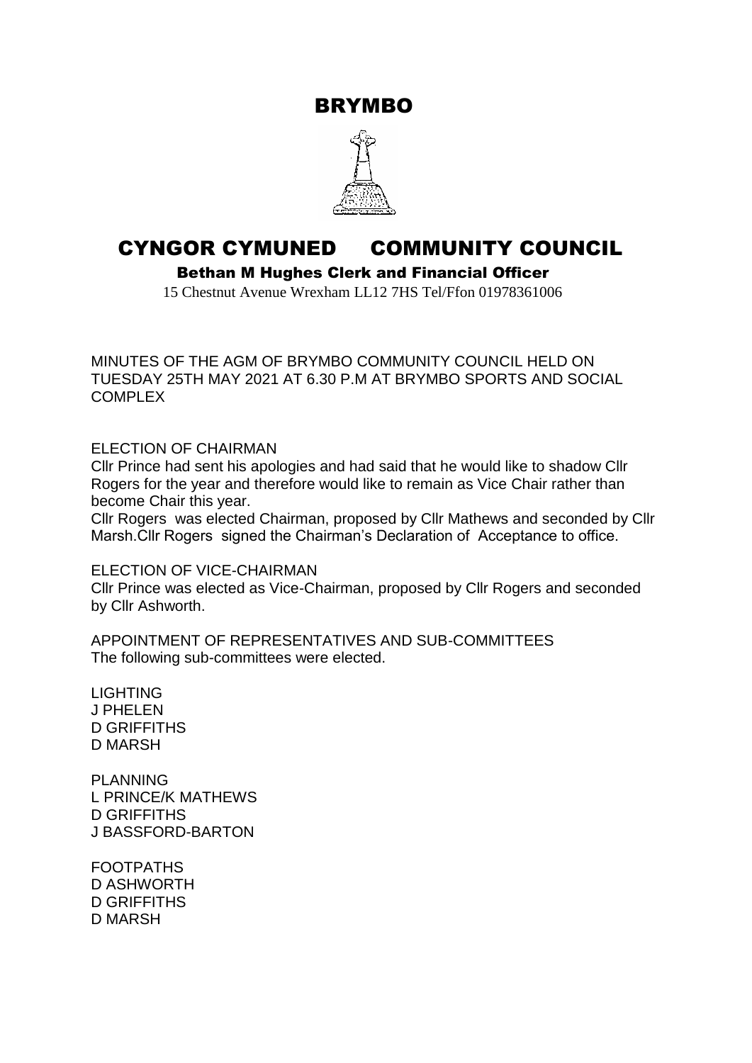# BRYMBO

# CYNGOR CYMUNED COMMUNITY COUNCIL

**Bethan M Hughes Clerk and Financial Officer**

15 Chestnut Avenue Wrexham LL12 7HS Tel/Ffon 01978361006

MINUTES OF THE AGM OF BRYMBO COMMUNITY COUNCIL HELD ON TUESDAY 25TH MAY 2021 AT 6.30 P.M AT BRYMBO SPORTS AND SOCIAL COMPLEX

ELECTION OF CHAIRMAN

Cllr Prince had sent his apologies and had said that he would like to shadow Cllr Rogers for the year and therefore would like to remain as Vice Chair rather than become Chair this year.

Cllr Rogers was elected Chairman, proposed by Cllr Mathews and seconded by Cllr Marsh.Cllr Rogers signed the Chairman's Declaration of Acceptance to office.

ELECTION OF VICE-CHAIRMAN

Cllr Prince was elected as Vice-Chairman, proposed by Cllr Rogers and seconded by Cllr Ashworth.

APPOINTMENT OF REPRESENTATIVES AND SUB-COMMITTEES

The following sub-committees were elected.

LIGHTING
J PHELEN
D GRIFFITHS
D MARSH

PLANNING
L PRINCE/K MATHEWS
D GRIFFITHS
J BASSFORD-BARTON

FOOTPATHS
D ASHWORTH
D GRIFFITHS
D MARSH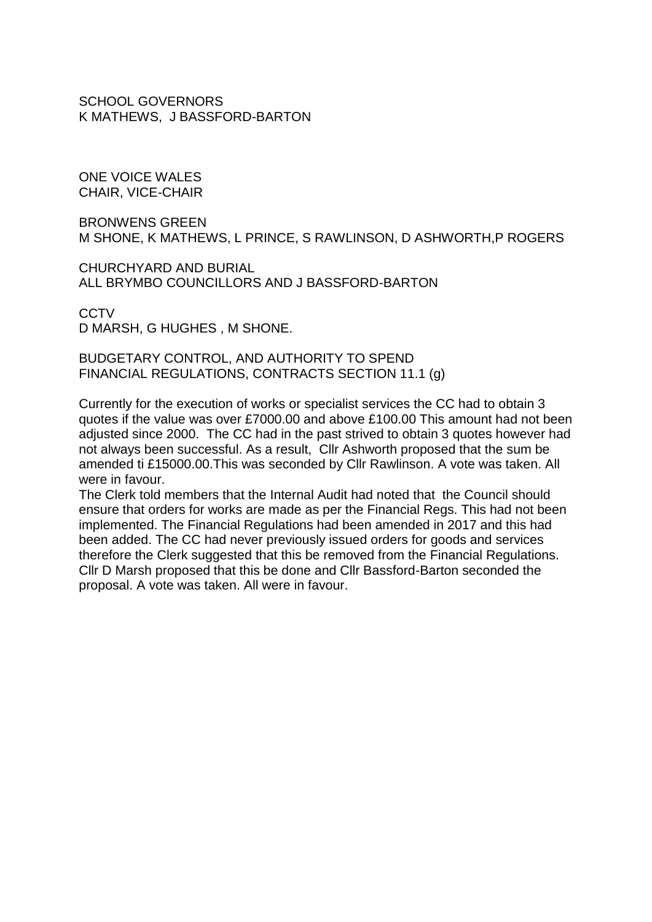SCHOOL GOVERNORS
K MATHEWS, J BASSFORD-BARTON

ONE VOICE WALES
CHAIR, VICE-CHAIR

BRONWENS GREEN
M SHONE, K MATHEWS, L PRINCE, S RAWLINSON, D ASHWORTH,P ROGERS

CHURCHYARD AND BURIAL
ALL BRYMBO COUNCILLORS AND J BASSFORD-BARTON

CCTV
D MARSH, G HUGHES , M SHONE.

BUDGETARY CONTROL, AND AUTHORITY TO SPEND
FINANCIAL REGULATIONS, CONTRACTS SECTION 11.1 (g)

Currently for the execution of works or specialist services the CC had to obtain 3 quotes if the value was over £7000.00 and above £100.00 This amount had not been adjusted since 2000. The CC had in the past strived to obtain 3 quotes however had not always been successful. As a result, Cllr Ashworth proposed that the sum be amended ti £15000.00.This was seconded by Cllr Rawlinson. A vote was taken. All were in favour.
The Clerk told members that the Internal Audit had noted that the Council should ensure that orders for works are made as per the Financial Regs. This had not been implemented. The Financial Regulations had been amended in 2017 and this had been added. The CC had never previously issued orders for goods and services therefore the Clerk suggested that this be removed from the Financial Regulations. Cllr D Marsh proposed that this be done and Cllr Bassford-Barton seconded the proposal. A vote was taken. All were in favour.